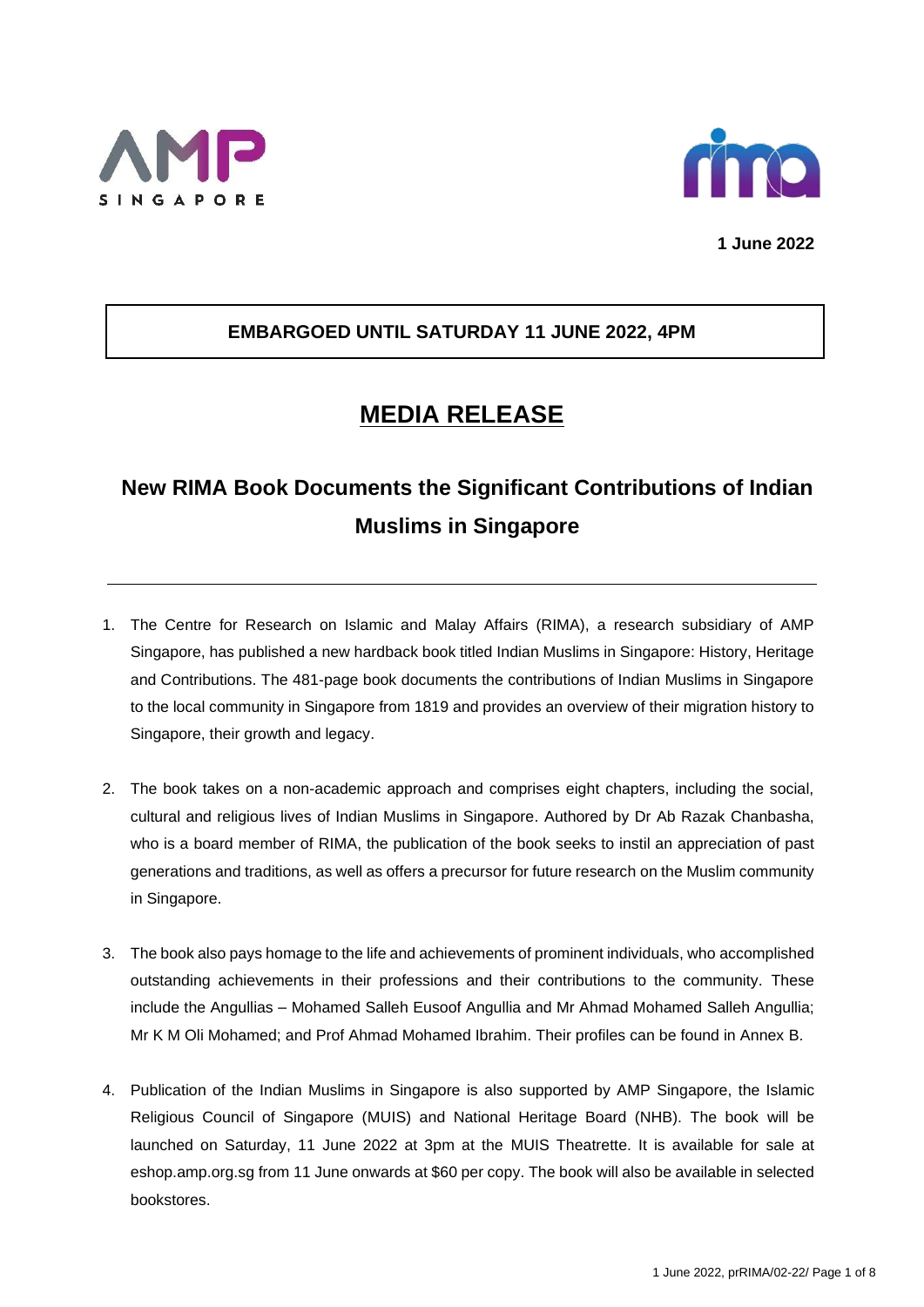**1 June 2022**

**EMBARGOED UNTIL SATURDAY 11 JUNE 2022, 4PM**

# MEDIA RELEASE

## New RIMA Book Documents the Significant Contributions of Indian Muslims in Singapore

---

1. The Centre for Research on Islamic and Malay Affairs (RIMA), a research subsidiary of AMP Singapore, has published a new hardback book titled Indian Muslims in Singapore: History, Heritage and Contributions. The 481-page book documents the contributions of Indian Muslims in Singapore to the local community in Singapore from 1819 and provides an overview of their migration history to Singapore, their growth and legacy.

2. The book takes on a non-academic approach and comprises eight chapters, including the social, cultural and religious lives of Indian Muslims in Singapore. Authored by Dr Ab Razak Chanbasha, who is a board member of RIMA, the publication of the book seeks to instil an appreciation of past generations and traditions, as well as offers a precursor for future research on the Muslim community in Singapore.

3. The book also pays homage to the life and achievements of prominent individuals, who accomplished outstanding achievements in their professions and their contributions to the community. These include the Angullias – Mohamed Salleh Eusoof Angullia and Mr Ahmad Mohamed Salleh Angullia; Mr K M Oli Mohamed; and Prof Ahmad Mohamed Ibrahim. Their profiles can be found in Annex B.

4. Publication of the Indian Muslims in Singapore is also supported by AMP Singapore, the Islamic Religious Council of Singapore (MUIS) and National Heritage Board (NHB). The book will be launched on Saturday, 11 June 2022 at 3pm at the MUIS Theatrette. It is available for sale at eshop.amp.org.sg from 11 June onwards at $60 per copy. The book will also be available in selected bookstores.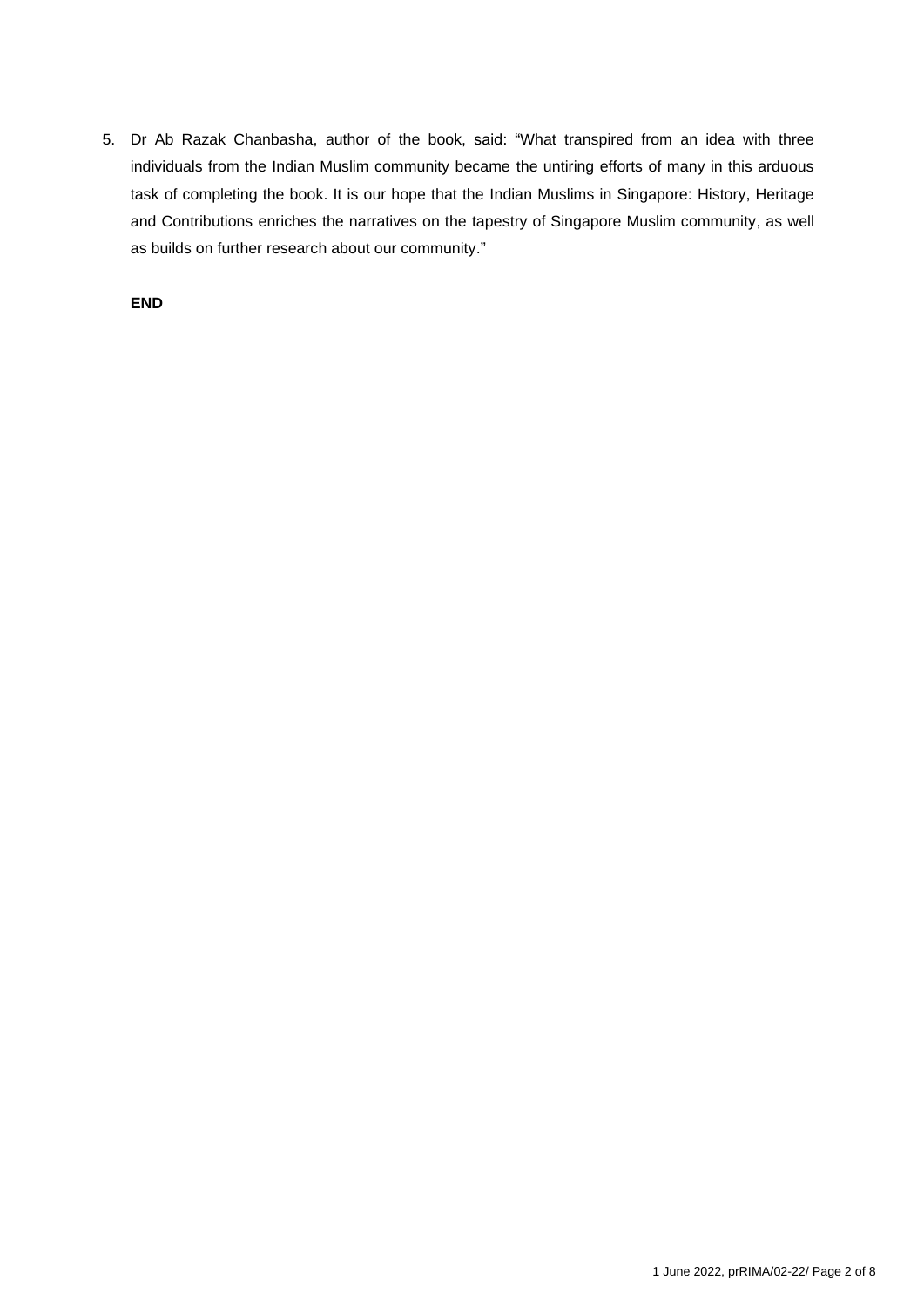5. Dr Ab Razak Chanbasha, author of the book, said: "What transpired from an idea with three individuals from the Indian Muslim community became the untiring efforts of many in this arduous task of completing the book. It is our hope that the Indian Muslims in Singapore: History, Heritage and Contributions enriches the narratives on the tapestry of Singapore Muslim community, as well as builds on further research about our community."

**END**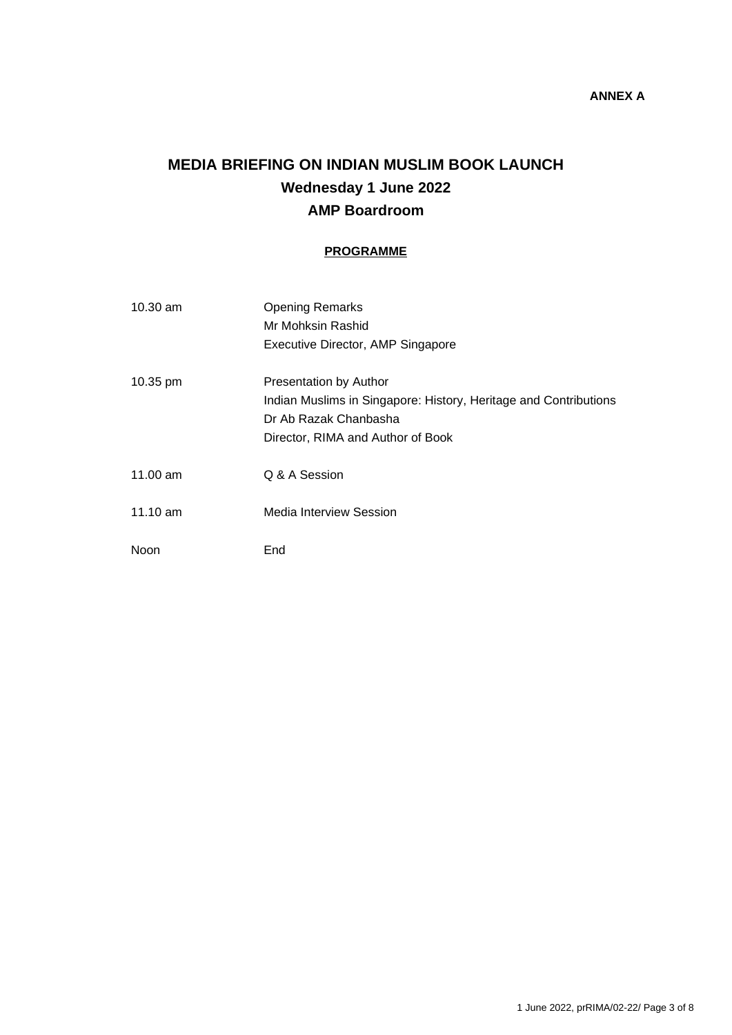**ANNEX A**

# MEDIA BRIEFING ON INDIAN MUSLIM BOOK LAUNCH
## Wednesday 1 June 2022
## AMP Boardroom

**PROGRAMME**

| | |
|---|---|
| 10.30 am | Opening Remarks<br>Mr Mohksin Rashid<br>Executive Director, AMP Singapore |
| 10.35 pm | Presentation by Author<br>Indian Muslims in Singapore: History, Heritage and Contributions<br>Dr Ab Razak Chanbasha<br>Director, RIMA and Author of Book |
| 11.00 am | Q & A Session |
| 11.10 am | Media Interview Session |
| Noon | End |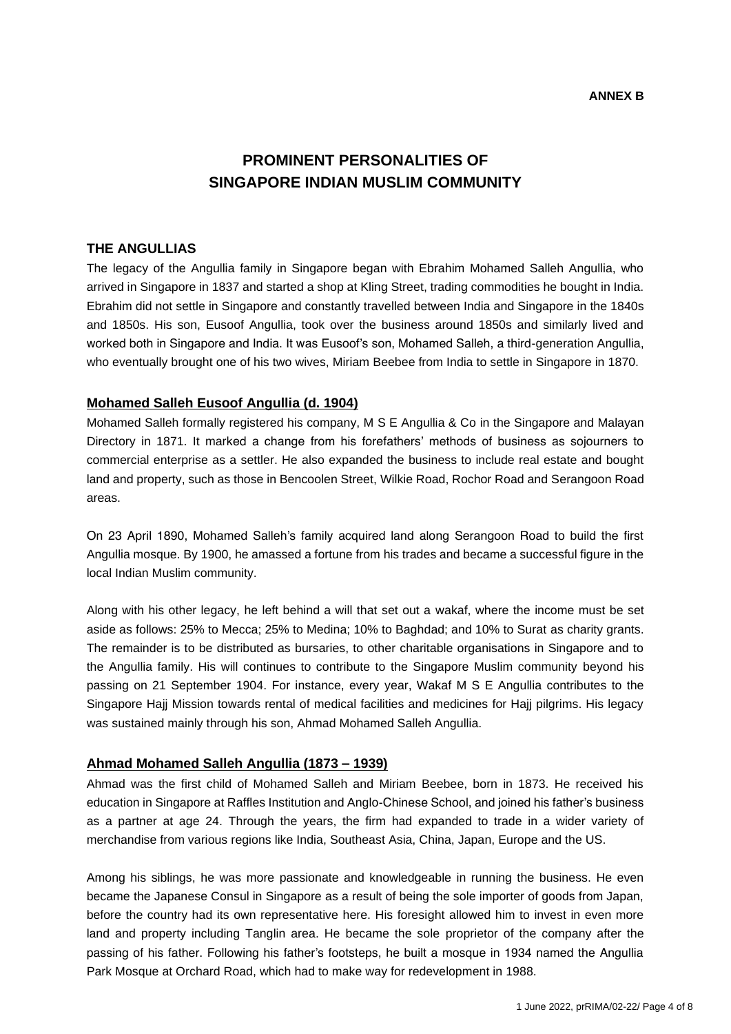**ANNEX B**

# PROMINENT PERSONALITIES OF SINGAPORE INDIAN MUSLIM COMMUNITY

## THE ANGULLIAS

The legacy of the Angullia family in Singapore began with Ebrahim Mohamed Salleh Angullia, who arrived in Singapore in 1837 and started a shop at Kling Street, trading commodities he bought in India. Ebrahim did not settle in Singapore and constantly travelled between India and Singapore in the 1840s and 1850s. His son, Eusoof Angullia, took over the business around 1850s and similarly lived and worked both in Singapore and India. It was Eusoof's son, Mohamed Salleh, a third-generation Angullia, who eventually brought one of his two wives, Miriam Beebee from India to settle in Singapore in 1870.

### Mohamed Salleh Eusoof Angullia (d. 1904)

Mohamed Salleh formally registered his company, M S E Angullia & Co in the Singapore and Malayan Directory in 1871. It marked a change from his forefathers' methods of business as sojourners to commercial enterprise as a settler. He also expanded the business to include real estate and bought land and property, such as those in Bencoolen Street, Wilkie Road, Rochor Road and Serangoon Road areas.

On 23 April 1890, Mohamed Salleh's family acquired land along Serangoon Road to build the first Angullia mosque. By 1900, he amassed a fortune from his trades and became a successful figure in the local Indian Muslim community.

Along with his other legacy, he left behind a will that set out a wakaf, where the income must be set aside as follows: 25% to Mecca; 25% to Medina; 10% to Baghdad; and 10% to Surat as charity grants. The remainder is to be distributed as bursaries, to other charitable organisations in Singapore and to the Angullia family. His will continues to contribute to the Singapore Muslim community beyond his passing on 21 September 1904. For instance, every year, Wakaf M S E Angullia contributes to the Singapore Hajj Mission towards rental of medical facilities and medicines for Hajj pilgrims. His legacy was sustained mainly through his son, Ahmad Mohamed Salleh Angullia.

### Ahmad Mohamed Salleh Angullia (1873 – 1939)

Ahmad was the first child of Mohamed Salleh and Miriam Beebee, born in 1873. He received his education in Singapore at Raffles Institution and Anglo-Chinese School, and joined his father's business as a partner at age 24. Through the years, the firm had expanded to trade in a wider variety of merchandise from various regions like India, Southeast Asia, China, Japan, Europe and the US.

Among his siblings, he was more passionate and knowledgeable in running the business. He even became the Japanese Consul in Singapore as a result of being the sole importer of goods from Japan, before the country had its own representative here. His foresight allowed him to invest in even more land and property including Tanglin area. He became the sole proprietor of the company after the passing of his father. Following his father's footsteps, he built a mosque in 1934 named the Angullia Park Mosque at Orchard Road, which had to make way for redevelopment in 1988.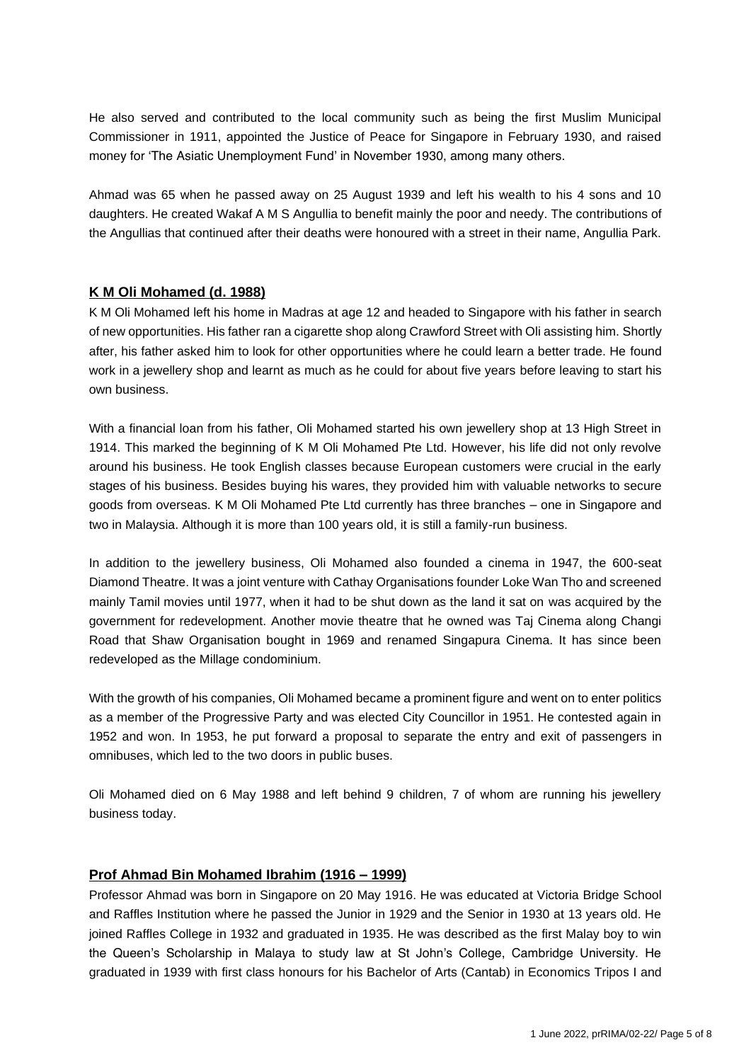He also served and contributed to the local community such as being the first Muslim Municipal Commissioner in 1911, appointed the Justice of Peace for Singapore in February 1930, and raised money for 'The Asiatic Unemployment Fund' in November 1930, among many others.

Ahmad was 65 when he passed away on 25 August 1939 and left his wealth to his 4 sons and 10 daughters. He created Wakaf A M S Angullia to benefit mainly the poor and needy. The contributions of the Angullias that continued after their deaths were honoured with a street in their name, Angullia Park.

## **K M Oli Mohamed (d. 1988)**

K M Oli Mohamed left his home in Madras at age 12 and headed to Singapore with his father in search of new opportunities. His father ran a cigarette shop along Crawford Street with Oli assisting him. Shortly after, his father asked him to look for other opportunities where he could learn a better trade. He found work in a jewellery shop and learnt as much as he could for about five years before leaving to start his own business.

With a financial loan from his father, Oli Mohamed started his own jewellery shop at 13 High Street in 1914. This marked the beginning of K M Oli Mohamed Pte Ltd. However, his life did not only revolve around his business. He took English classes because European customers were crucial in the early stages of his business. Besides buying his wares, they provided him with valuable networks to secure goods from overseas. K M Oli Mohamed Pte Ltd currently has three branches – one in Singapore and two in Malaysia. Although it is more than 100 years old, it is still a family-run business.

In addition to the jewellery business, Oli Mohamed also founded a cinema in 1947, the 600-seat Diamond Theatre. It was a joint venture with Cathay Organisations founder Loke Wan Tho and screened mainly Tamil movies until 1977, when it had to be shut down as the land it sat on was acquired by the government for redevelopment. Another movie theatre that he owned was Taj Cinema along Changi Road that Shaw Organisation bought in 1969 and renamed Singapura Cinema. It has since been redeveloped as the Millage condominium.

With the growth of his companies, Oli Mohamed became a prominent figure and went on to enter politics as a member of the Progressive Party and was elected City Councillor in 1951. He contested again in 1952 and won. In 1953, he put forward a proposal to separate the entry and exit of passengers in omnibuses, which led to the two doors in public buses.

Oli Mohamed died on 6 May 1988 and left behind 9 children, 7 of whom are running his jewellery business today.

## **Prof Ahmad Bin Mohamed Ibrahim (1916 – 1999)**

Professor Ahmad was born in Singapore on 20 May 1916. He was educated at Victoria Bridge School and Raffles Institution where he passed the Junior in 1929 and the Senior in 1930 at 13 years old. He joined Raffles College in 1932 and graduated in 1935. He was described as the first Malay boy to win the Queen's Scholarship in Malaya to study law at St John's College, Cambridge University. He graduated in 1939 with first class honours for his Bachelor of Arts (Cantab) in Economics Tripos I and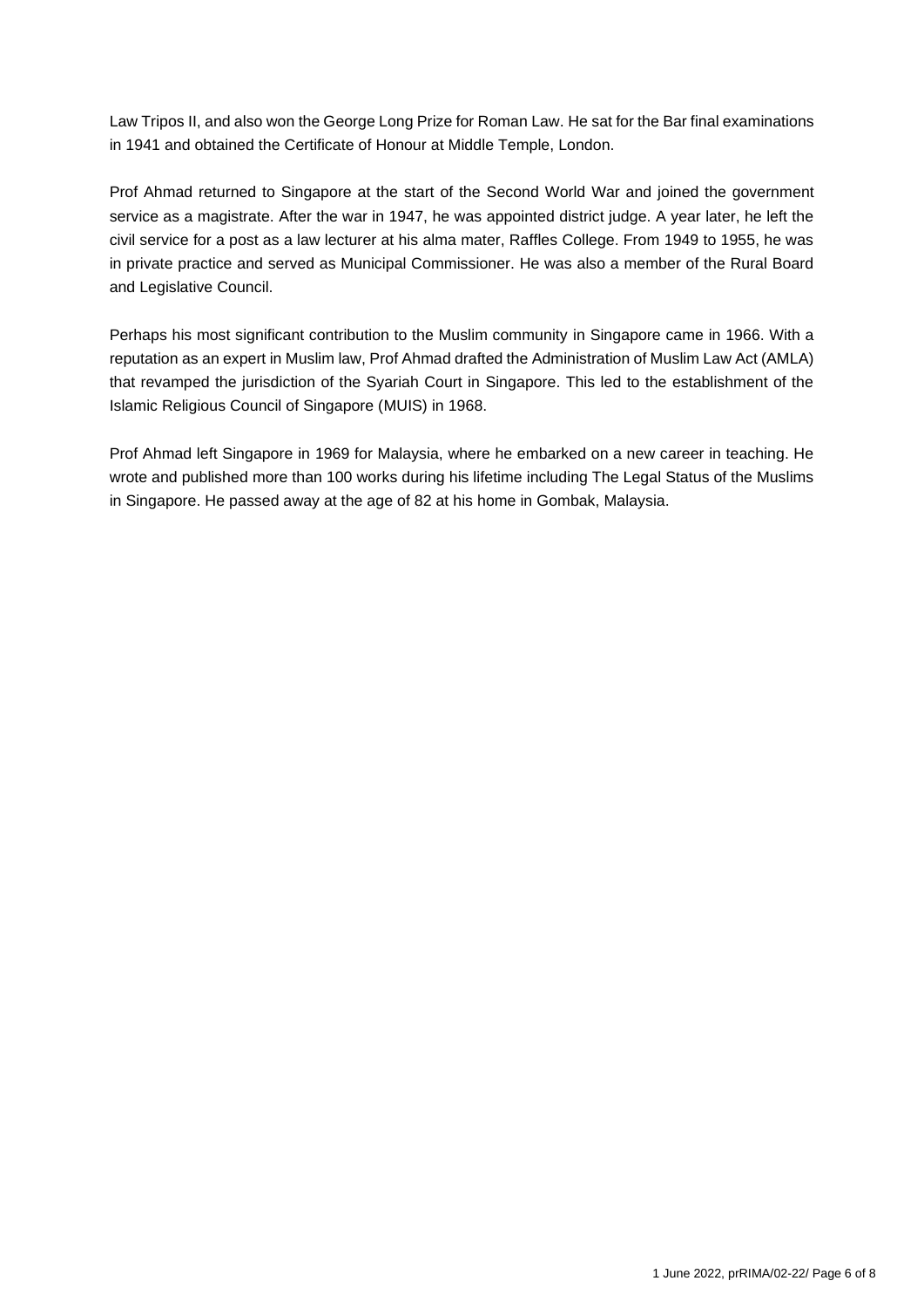Law Tripos II, and also won the George Long Prize for Roman Law. He sat for the Bar final examinations in 1941 and obtained the Certificate of Honour at Middle Temple, London.

Prof Ahmad returned to Singapore at the start of the Second World War and joined the government service as a magistrate. After the war in 1947, he was appointed district judge. A year later, he left the civil service for a post as a law lecturer at his alma mater, Raffles College. From 1949 to 1955, he was in private practice and served as Municipal Commissioner. He was also a member of the Rural Board and Legislative Council.

Perhaps his most significant contribution to the Muslim community in Singapore came in 1966. With a reputation as an expert in Muslim law, Prof Ahmad drafted the Administration of Muslim Law Act (AMLA) that revamped the jurisdiction of the Syariah Court in Singapore. This led to the establishment of the Islamic Religious Council of Singapore (MUIS) in 1968.

Prof Ahmad left Singapore in 1969 for Malaysia, where he embarked on a new career in teaching. He wrote and published more than 100 works during his lifetime including The Legal Status of the Muslims in Singapore. He passed away at the age of 82 at his home in Gombak, Malaysia.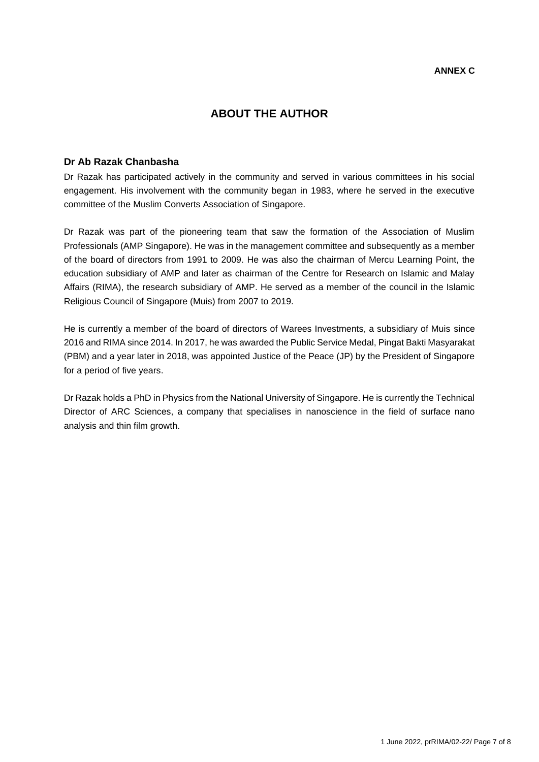**ANNEX C**

# ABOUT THE AUTHOR

### Dr Ab Razak Chanbasha

Dr Razak has participated actively in the community and served in various committees in his social engagement. His involvement with the community began in 1983, where he served in the executive committee of the Muslim Converts Association of Singapore.

Dr Razak was part of the pioneering team that saw the formation of the Association of Muslim Professionals (AMP Singapore). He was in the management committee and subsequently as a member of the board of directors from 1991 to 2009. He was also the chairman of Mercu Learning Point, the education subsidiary of AMP and later as chairman of the Centre for Research on Islamic and Malay Affairs (RIMA), the research subsidiary of AMP. He served as a member of the council in the Islamic Religious Council of Singapore (Muis) from 2007 to 2019.

He is currently a member of the board of directors of Warees Investments, a subsidiary of Muis since 2016 and RIMA since 2014. In 2017, he was awarded the Public Service Medal, Pingat Bakti Masyarakat (PBM) and a year later in 2018, was appointed Justice of the Peace (JP) by the President of Singapore for a period of five years.

Dr Razak holds a PhD in Physics from the National University of Singapore. He is currently the Technical Director of ARC Sciences, a company that specialises in nanoscience in the field of surface nano analysis and thin film growth.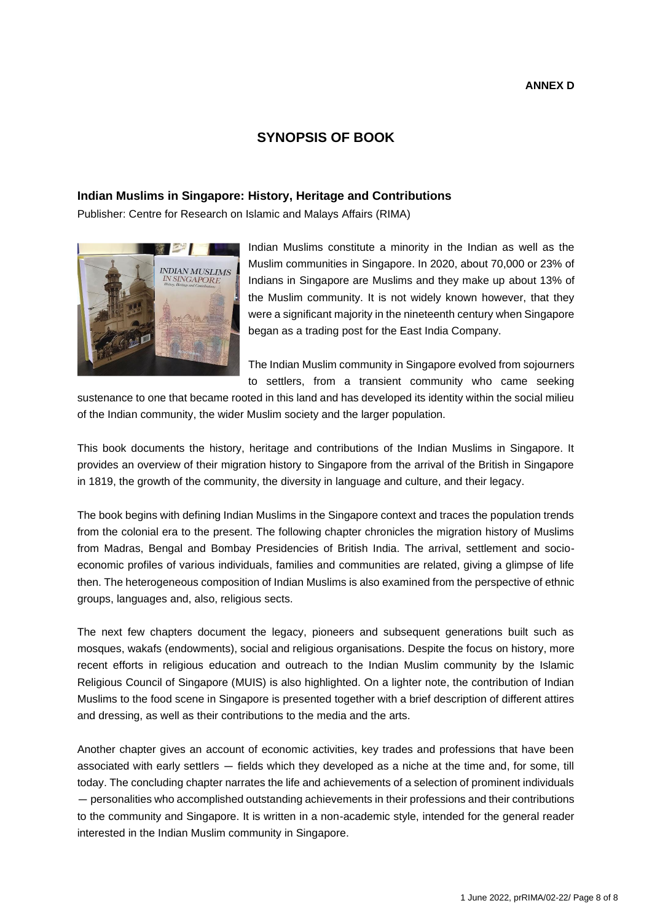**ANNEX D**

# SYNOPSIS OF BOOK

## Indian Muslims in Singapore: History, Heritage and Contributions

Publisher: Centre for Research on Islamic and Malays Affairs (RIMA)

Indian Muslims constitute a minority in the Indian as well as the Muslim communities in Singapore. In 2020, about 70,000 or 23% of Indians in Singapore are Muslims and they make up about 13% of the Muslim community. It is not widely known however, that they were a significant majority in the nineteenth century when Singapore began as a trading post for the East India Company.

The Indian Muslim community in Singapore evolved from sojourners to settlers, from a transient community who came seeking sustenance to one that became rooted in this land and has developed its identity within the social milieu of the Indian community, the wider Muslim society and the larger population.

This book documents the history, heritage and contributions of the Indian Muslims in Singapore. It provides an overview of their migration history to Singapore from the arrival of the British in Singapore in 1819, the growth of the community, the diversity in language and culture, and their legacy.

The book begins with defining Indian Muslims in the Singapore context and traces the population trends from the colonial era to the present. The following chapter chronicles the migration history of Muslims from Madras, Bengal and Bombay Presidencies of British India. The arrival, settlement and socio-economic profiles of various individuals, families and communities are related, giving a glimpse of life then. The heterogeneous composition of Indian Muslims is also examined from the perspective of ethnic groups, languages and, also, religious sects.

The next few chapters document the legacy, pioneers and subsequent generations built such as mosques, wakafs (endowments), social and religious organisations. Despite the focus on history, more recent efforts in religious education and outreach to the Indian Muslim community by the Islamic Religious Council of Singapore (MUIS) is also highlighted. On a lighter note, the contribution of Indian Muslims to the food scene in Singapore is presented together with a brief description of different attires and dressing, as well as their contributions to the media and the arts.

Another chapter gives an account of economic activities, key trades and professions that have been associated with early settlers — fields which they developed as a niche at the time and, for some, till today. The concluding chapter narrates the life and achievements of a selection of prominent individuals — personalities who accomplished outstanding achievements in their professions and their contributions to the community and Singapore. It is written in a non-academic style, intended for the general reader interested in the Indian Muslim community in Singapore.